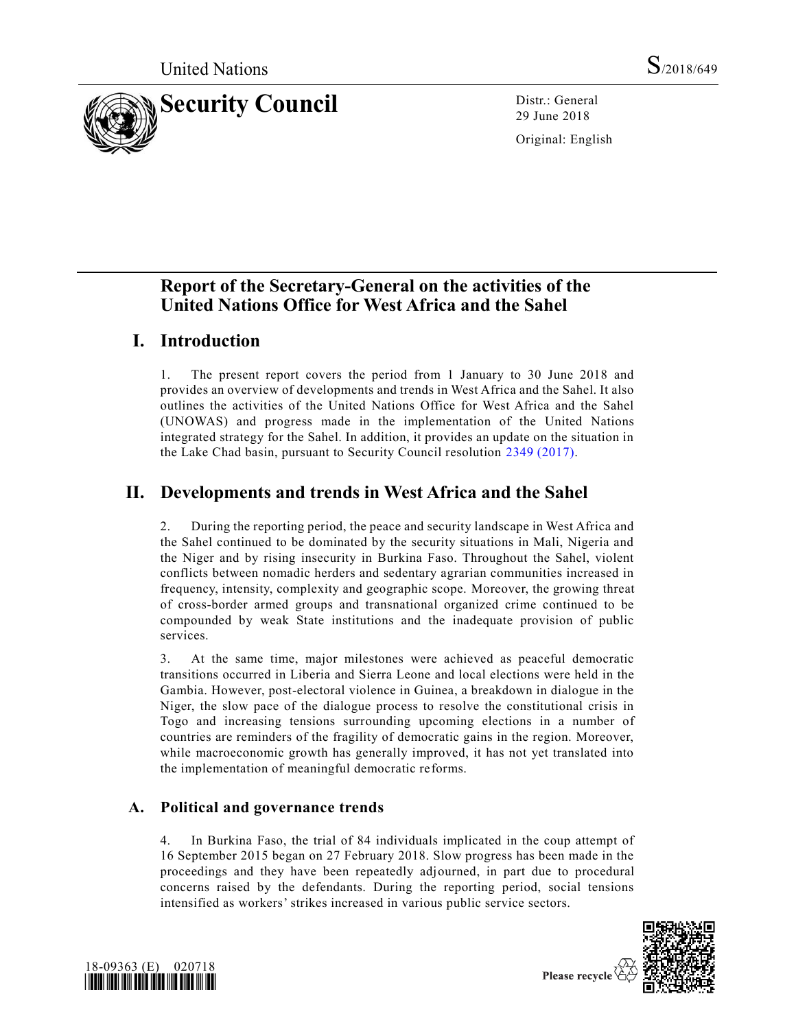United Nations S/2018/649

# Security Council

Distr.: General
29 June 2018

Original: English

## Report of the Secretary-General on the activities of the United Nations Office for West Africa and the Sahel

## I. Introduction

1. The present report covers the period from 1 January to 30 June 2018 and provides an overview of developments and trends in West Africa and the Sahel. It also outlines the activities of the United Nations Office for West Africa and the Sahel (UNOWAS) and progress made in the implementation of the United Nations integrated strategy for the Sahel. In addition, it provides an update on the situation in the Lake Chad basin, pursuant to Security Council resolution 2349 (2017).

## II. Developments and trends in West Africa and the Sahel

2. During the reporting period, the peace and security landscape in West Africa and the Sahel continued to be dominated by the security situations in Mali, Nigeria and the Niger and by rising insecurity in Burkina Faso. Throughout the Sahel, violent conflicts between nomadic herders and sedentary agrarian communities increased in frequency, intensity, complexity and geographic scope. Moreover, the growing threat of cross-border armed groups and transnational organized crime continued to be compounded by weak State institutions and the inadequate provision of public services.

3. At the same time, major milestones were achieved as peaceful democratic transitions occurred in Liberia and Sierra Leone and local elections were held in the Gambia. However, post-electoral violence in Guinea, a breakdown in dialogue in the Niger, the slow pace of the dialogue process to resolve the constitutional crisis in Togo and increasing tensions surrounding upcoming elections in a number of countries are reminders of the fragility of democratic gains in the region. Moreover, while macroeconomic growth has generally improved, it has not yet translated into the implementation of meaningful democratic reforms.

### A. Political and governance trends

4. In Burkina Faso, the trial of 84 individuals implicated in the coup attempt of 16 September 2015 began on 27 February 2018. Slow progress has been made in the proceedings and they have been repeatedly adjourned, in part due to procedural concerns raised by the defendants. During the reporting period, social tensions intensified as workers' strikes increased in various public service sectors.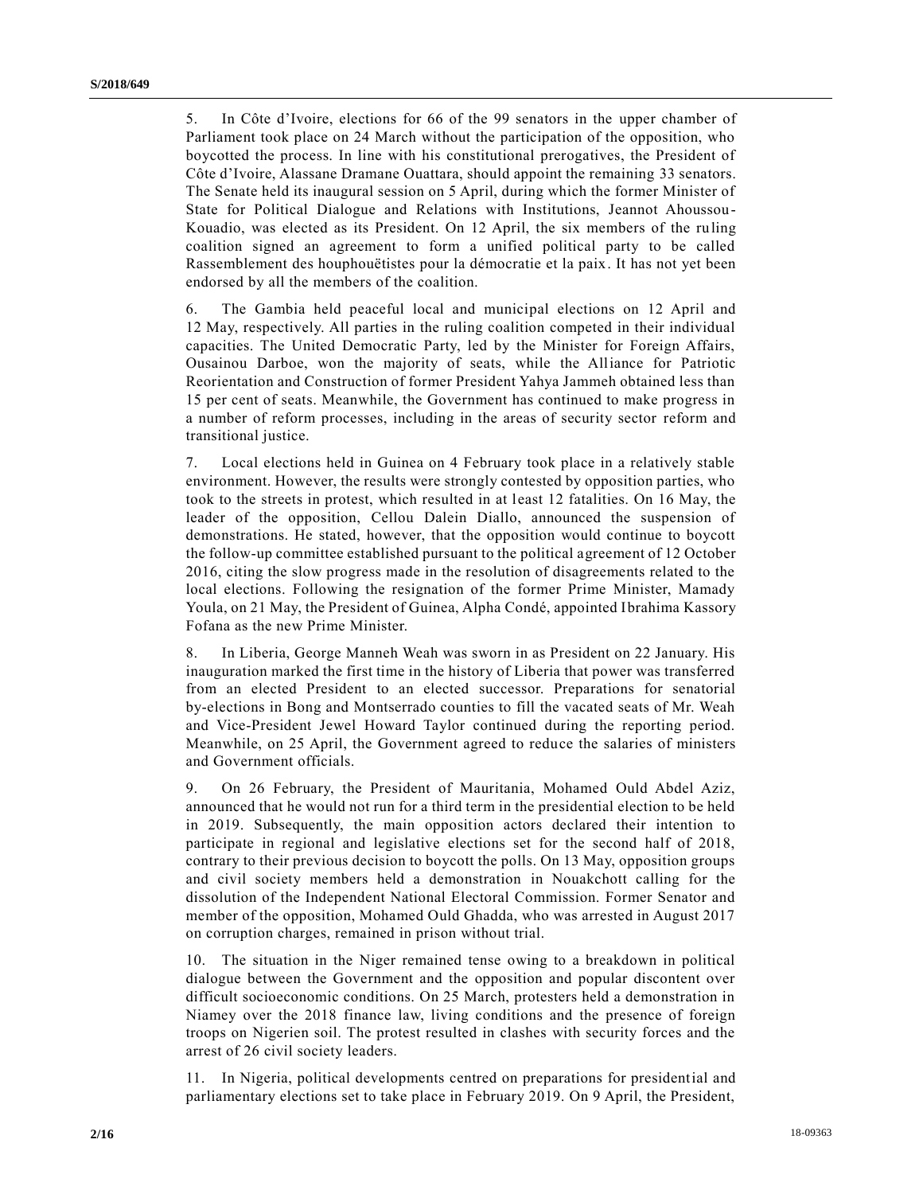5. In Côte d'Ivoire, elections for 66 of the 99 senators in the upper chamber of Parliament took place on 24 March without the participation of the opposition, who boycotted the process. In line with his constitutional prerogatives, the President of Côte d'Ivoire, Alassane Dramane Ouattara, should appoint the remaining 33 senators. The Senate held its inaugural session on 5 April, during which the former Minister of State for Political Dialogue and Relations with Institutions, Jeannot Ahoussou-Kouadio, was elected as its President. On 12 April, the six members of the ruling coalition signed an agreement to form a unified political party to be called Rassemblement des houphouëtistes pour la démocratie et la paix. It has not yet been endorsed by all the members of the coalition.

6. The Gambia held peaceful local and municipal elections on 12 April and 12 May, respectively. All parties in the ruling coalition competed in their individual capacities. The United Democratic Party, led by the Minister for Foreign Affairs, Ousainou Darboe, won the majority of seats, while the Alliance for Patriotic Reorientation and Construction of former President Yahya Jammeh obtained less than 15 per cent of seats. Meanwhile, the Government has continued to make progress in a number of reform processes, including in the areas of security sector reform and transitional justice.

7. Local elections held in Guinea on 4 February took place in a relatively stable environment. However, the results were strongly contested by opposition parties, who took to the streets in protest, which resulted in at least 12 fatalities. On 16 May, the leader of the opposition, Cellou Dalein Diallo, announced the suspension of demonstrations. He stated, however, that the opposition would continue to boycott the follow-up committee established pursuant to the political agreement of 12 October 2016, citing the slow progress made in the resolution of disagreements related to the local elections. Following the resignation of the former Prime Minister, Mamady Youla, on 21 May, the President of Guinea, Alpha Condé, appointed Ibrahima Kassory Fofana as the new Prime Minister.

8. In Liberia, George Manneh Weah was sworn in as President on 22 January. His inauguration marked the first time in the history of Liberia that power was transferred from an elected President to an elected successor. Preparations for senatorial by-elections in Bong and Montserrado counties to fill the vacated seats of Mr. Weah and Vice-President Jewel Howard Taylor continued during the reporting period. Meanwhile, on 25 April, the Government agreed to reduce the salaries of ministers and Government officials.

9. On 26 February, the President of Mauritania, Mohamed Ould Abdel Aziz, announced that he would not run for a third term in the presidential election to be held in 2019. Subsequently, the main opposition actors declared their intention to participate in regional and legislative elections set for the second half of 2018, contrary to their previous decision to boycott the polls. On 13 May, opposition groups and civil society members held a demonstration in Nouakchott calling for the dissolution of the Independent National Electoral Commission. Former Senator and member of the opposition, Mohamed Ould Ghadda, who was arrested in August 2017 on corruption charges, remained in prison without trial.

10. The situation in the Niger remained tense owing to a breakdown in political dialogue between the Government and the opposition and popular discontent over difficult socioeconomic conditions. On 25 March, protesters held a demonstration in Niamey over the 2018 finance law, living conditions and the presence of foreign troops on Nigerien soil. The protest resulted in clashes with security forces and the arrest of 26 civil society leaders.

11. In Nigeria, political developments centred on preparations for presidential and parliamentary elections set to take place in February 2019. On 9 April, the President,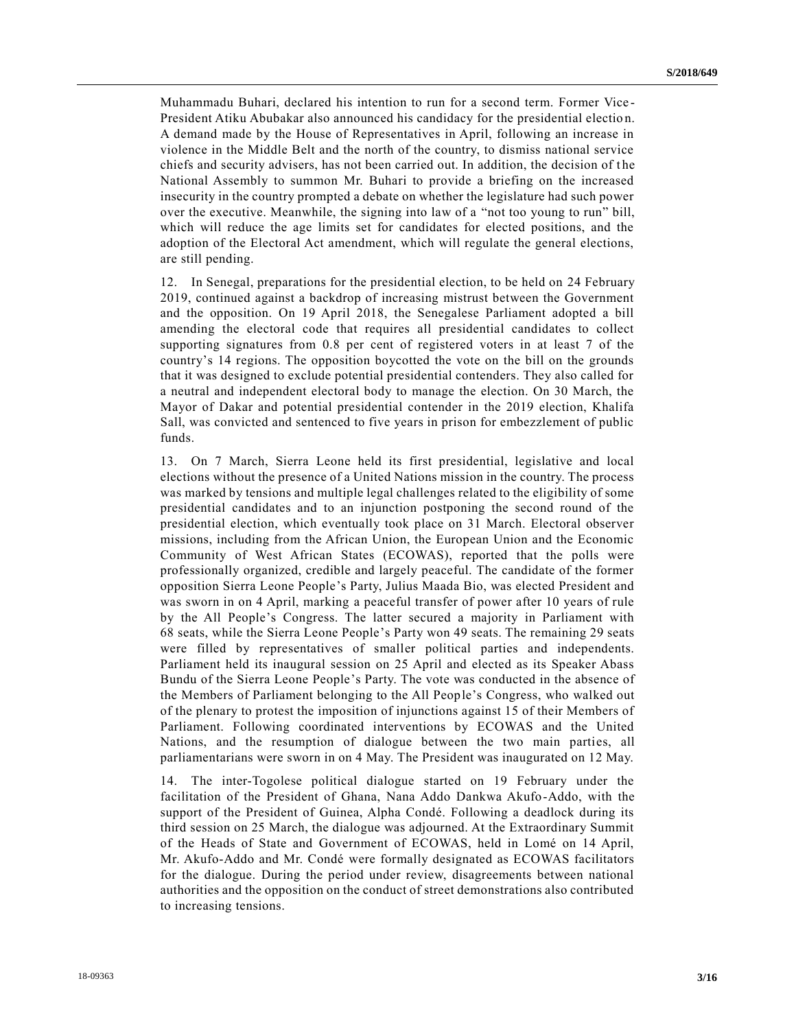Muhammadu Buhari, declared his intention to run for a second term. Former Vice-President Atiku Abubakar also announced his candidacy for the presidential election. A demand made by the House of Representatives in April, following an increase in violence in the Middle Belt and the north of the country, to dismiss national service chiefs and security advisers, has not been carried out. In addition, the decision of the National Assembly to summon Mr. Buhari to provide a briefing on the increased insecurity in the country prompted a debate on whether the legislature had such power over the executive. Meanwhile, the signing into law of a "not too young to run" bill, which will reduce the age limits set for candidates for elected positions, and the adoption of the Electoral Act amendment, which will regulate the general elections, are still pending.

12. In Senegal, preparations for the presidential election, to be held on 24 February 2019, continued against a backdrop of increasing mistrust between the Government and the opposition. On 19 April 2018, the Senegalese Parliament adopted a bill amending the electoral code that requires all presidential candidates to collect supporting signatures from 0.8 per cent of registered voters in at least 7 of the country's 14 regions. The opposition boycotted the vote on the bill on the grounds that it was designed to exclude potential presidential contenders. They also called for a neutral and independent electoral body to manage the election. On 30 March, the Mayor of Dakar and potential presidential contender in the 2019 election, Khalifa Sall, was convicted and sentenced to five years in prison for embezzlement of public funds.

13. On 7 March, Sierra Leone held its first presidential, legislative and local elections without the presence of a United Nations mission in the country. The process was marked by tensions and multiple legal challenges related to the eligibility of some presidential candidates and to an injunction postponing the second round of the presidential election, which eventually took place on 31 March. Electoral observer missions, including from the African Union, the European Union and the Economic Community of West African States (ECOWAS), reported that the polls were professionally organized, credible and largely peaceful. The candidate of the former opposition Sierra Leone People's Party, Julius Maada Bio, was elected President and was sworn in on 4 April, marking a peaceful transfer of power after 10 years of rule by the All People's Congress. The latter secured a majority in Parliament with 68 seats, while the Sierra Leone People's Party won 49 seats. The remaining 29 seats were filled by representatives of smaller political parties and independents. Parliament held its inaugural session on 25 April and elected as its Speaker Abass Bundu of the Sierra Leone People's Party. The vote was conducted in the absence of the Members of Parliament belonging to the All People's Congress, who walked out of the plenary to protest the imposition of injunctions against 15 of their Members of Parliament. Following coordinated interventions by ECOWAS and the United Nations, and the resumption of dialogue between the two main parties, all parliamentarians were sworn in on 4 May. The President was inaugurated on 12 May.

14. The inter-Togolese political dialogue started on 19 February under the facilitation of the President of Ghana, Nana Addo Dankwa Akufo-Addo, with the support of the President of Guinea, Alpha Condé. Following a deadlock during its third session on 25 March, the dialogue was adjourned. At the Extraordinary Summit of the Heads of State and Government of ECOWAS, held in Lomé on 14 April, Mr. Akufo-Addo and Mr. Condé were formally designated as ECOWAS facilitators for the dialogue. During the period under review, disagreements between national authorities and the opposition on the conduct of street demonstrations also contributed to increasing tensions.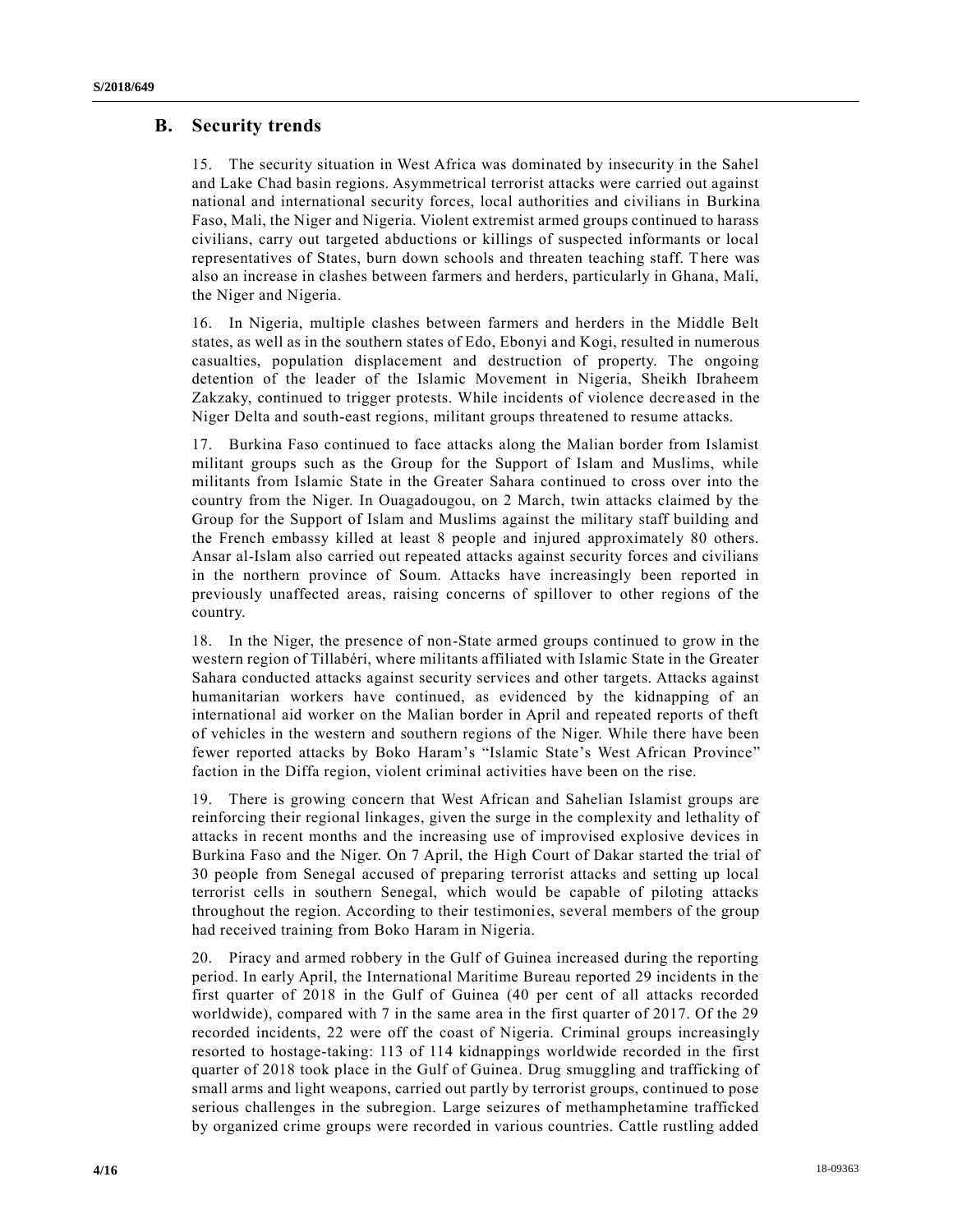## B. Security trends

15. The security situation in West Africa was dominated by insecurity in the Sahel and Lake Chad basin regions. Asymmetrical terrorist attacks were carried out against national and international security forces, local authorities and civilians in Burkina Faso, Mali, the Niger and Nigeria. Violent extremist armed groups continued to harass civilians, carry out targeted abductions or killings of suspected informants or local representatives of States, burn down schools and threaten teaching staff. There was also an increase in clashes between farmers and herders, particularly in Ghana, Mali, the Niger and Nigeria.

16. In Nigeria, multiple clashes between farmers and herders in the Middle Belt states, as well as in the southern states of Edo, Ebonyi and Kogi, resulted in numerous casualties, population displacement and destruction of property. The ongoing detention of the leader of the Islamic Movement in Nigeria, Sheikh Ibraheem Zakzaky, continued to trigger protests. While incidents of violence decreased in the Niger Delta and south-east regions, militant groups threatened to resume attacks.

17. Burkina Faso continued to face attacks along the Malian border from Islamist militant groups such as the Group for the Support of Islam and Muslims, while militants from Islamic State in the Greater Sahara continued to cross over into the country from the Niger. In Ouagadougou, on 2 March, twin attacks claimed by the Group for the Support of Islam and Muslims against the military staff building and the French embassy killed at least 8 people and injured approximately 80 others. Ansar al-Islam also carried out repeated attacks against security forces and civilians in the northern province of Soum. Attacks have increasingly been reported in previously unaffected areas, raising concerns of spillover to other regions of the country.

18. In the Niger, the presence of non-State armed groups continued to grow in the western region of Tillabéri, where militants affiliated with Islamic State in the Greater Sahara conducted attacks against security services and other targets. Attacks against humanitarian workers have continued, as evidenced by the kidnapping of an international aid worker on the Malian border in April and repeated reports of theft of vehicles in the western and southern regions of the Niger. While there have been fewer reported attacks by Boko Haram's "Islamic State's West African Province" faction in the Diffa region, violent criminal activities have been on the rise.

19. There is growing concern that West African and Sahelian Islamist groups are reinforcing their regional linkages, given the surge in the complexity and lethality of attacks in recent months and the increasing use of improvised explosive devices in Burkina Faso and the Niger. On 7 April, the High Court of Dakar started the trial of 30 people from Senegal accused of preparing terrorist attacks and setting up local terrorist cells in southern Senegal, which would be capable of piloting attacks throughout the region. According to their testimonies, several members of the group had received training from Boko Haram in Nigeria.

20. Piracy and armed robbery in the Gulf of Guinea increased during the reporting period. In early April, the International Maritime Bureau reported 29 incidents in the first quarter of 2018 in the Gulf of Guinea (40 per cent of all attacks recorded worldwide), compared with 7 in the same area in the first quarter of 2017. Of the 29 recorded incidents, 22 were off the coast of Nigeria. Criminal groups increasingly resorted to hostage-taking: 113 of 114 kidnappings worldwide recorded in the first quarter of 2018 took place in the Gulf of Guinea. Drug smuggling and trafficking of small arms and light weapons, carried out partly by terrorist groups, continued to pose serious challenges in the subregion. Large seizures of methamphetamine trafficked by organized crime groups were recorded in various countries. Cattle rustling added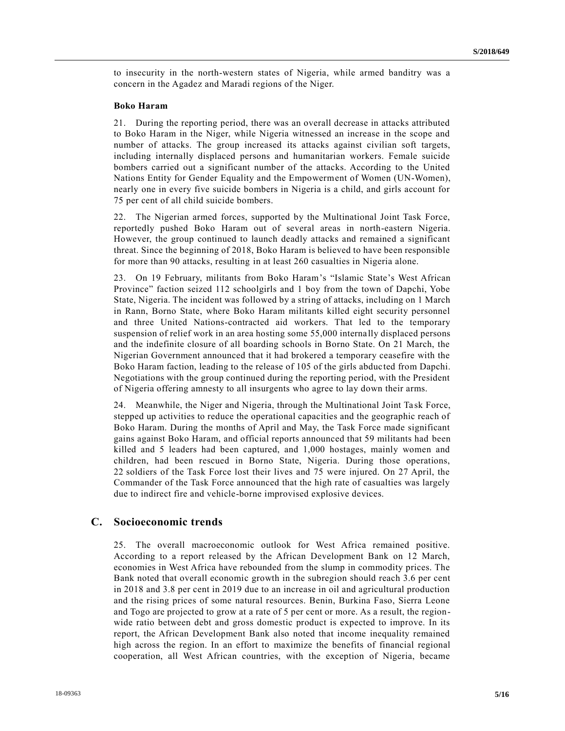to insecurity in the north-western states of Nigeria, while armed banditry was a concern in the Agadez and Maradi regions of the Niger.

**Boko Haram**

21. During the reporting period, there was an overall decrease in attacks attributed to Boko Haram in the Niger, while Nigeria witnessed an increase in the scope and number of attacks. The group increased its attacks against civilian soft targets, including internally displaced persons and humanitarian workers. Female suicide bombers carried out a significant number of the attacks. According to the United Nations Entity for Gender Equality and the Empowerment of Women (UN-Women), nearly one in every five suicide bombers in Nigeria is a child, and girls account for 75 per cent of all child suicide bombers.

22. The Nigerian armed forces, supported by the Multinational Joint Task Force, reportedly pushed Boko Haram out of several areas in north-eastern Nigeria. However, the group continued to launch deadly attacks and remained a significant threat. Since the beginning of 2018, Boko Haram is believed to have been responsible for more than 90 attacks, resulting in at least 260 casualties in Nigeria alone.

23. On 19 February, militants from Boko Haram's "Islamic State's West African Province" faction seized 112 schoolgirls and 1 boy from the town of Dapchi, Yobe State, Nigeria. The incident was followed by a string of attacks, including on 1 March in Rann, Borno State, where Boko Haram militants killed eight security personnel and three United Nations-contracted aid workers. That led to the temporary suspension of relief work in an area hosting some 55,000 internally displaced persons and the indefinite closure of all boarding schools in Borno State. On 21 March, the Nigerian Government announced that it had brokered a temporary ceasefire with the Boko Haram faction, leading to the release of 105 of the girls abducted from Dapchi. Negotiations with the group continued during the reporting period, with the President of Nigeria offering amnesty to all insurgents who agree to lay down their arms.

24. Meanwhile, the Niger and Nigeria, through the Multinational Joint Task Force, stepped up activities to reduce the operational capacities and the geographic reach of Boko Haram. During the months of April and May, the Task Force made significant gains against Boko Haram, and official reports announced that 59 militants had been killed and 5 leaders had been captured, and 1,000 hostages, mainly women and children, had been rescued in Borno State, Nigeria. During those operations, 22 soldiers of the Task Force lost their lives and 75 were injured. On 27 April, the Commander of the Task Force announced that the high rate of casualties was largely due to indirect fire and vehicle-borne improvised explosive devices.

## C. Socioeconomic trends

25. The overall macroeconomic outlook for West Africa remained positive. According to a report released by the African Development Bank on 12 March, economies in West Africa have rebounded from the slump in commodity prices. The Bank noted that overall economic growth in the subregion should reach 3.6 per cent in 2018 and 3.8 per cent in 2019 due to an increase in oil and agricultural production and the rising prices of some natural resources. Benin, Burkina Faso, Sierra Leone and Togo are projected to grow at a rate of 5 per cent or more. As a result, the region-wide ratio between debt and gross domestic product is expected to improve. In its report, the African Development Bank also noted that income inequality remained high across the region. In an effort to maximize the benefits of financial regional cooperation, all West African countries, with the exception of Nigeria, became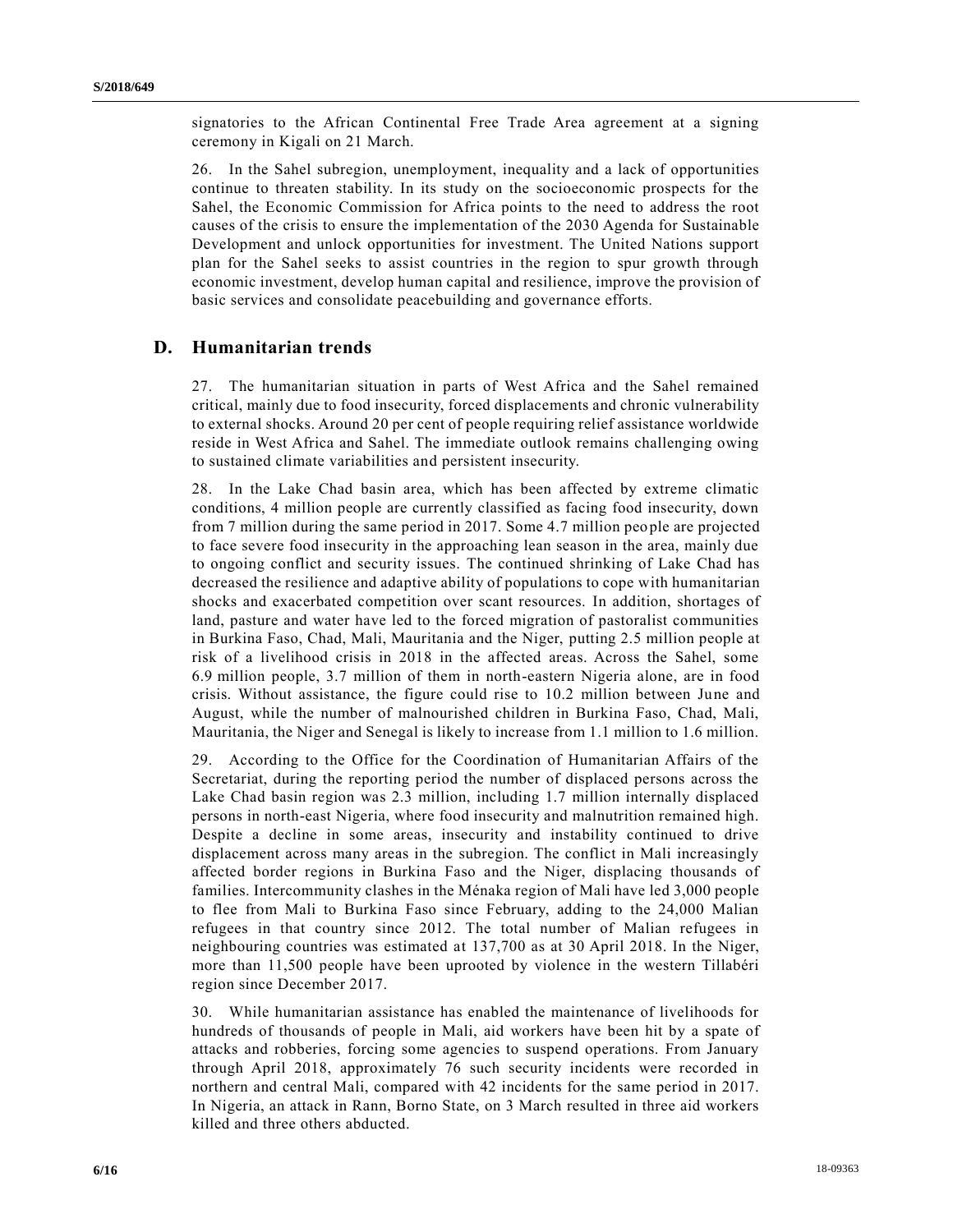signatories to the African Continental Free Trade Area agreement at a signing ceremony in Kigali on 21 March.

26. In the Sahel subregion, unemployment, inequality and a lack of opportunities continue to threaten stability. In its study on the socioeconomic prospects for the Sahel, the Economic Commission for Africa points to the need to address the root causes of the crisis to ensure the implementation of the 2030 Agenda for Sustainable Development and unlock opportunities for investment. The United Nations support plan for the Sahel seeks to assist countries in the region to spur growth through economic investment, develop human capital and resilience, improve the provision of basic services and consolidate peacebuilding and governance efforts.

## D. Humanitarian trends

27. The humanitarian situation in parts of West Africa and the Sahel remained critical, mainly due to food insecurity, forced displacements and chronic vulnerability to external shocks. Around 20 per cent of people requiring relief assistance worldwide reside in West Africa and Sahel. The immediate outlook remains challenging owing to sustained climate variabilities and persistent insecurity.

28. In the Lake Chad basin area, which has been affected by extreme climatic conditions, 4 million people are currently classified as facing food insecurity, down from 7 million during the same period in 2017. Some 4.7 million people are projected to face severe food insecurity in the approaching lean season in the area, mainly due to ongoing conflict and security issues. The continued shrinking of Lake Chad has decreased the resilience and adaptive ability of populations to cope with humanitarian shocks and exacerbated competition over scant resources. In addition, shortages of land, pasture and water have led to the forced migration of pastoralist communities in Burkina Faso, Chad, Mali, Mauritania and the Niger, putting 2.5 million people at risk of a livelihood crisis in 2018 in the affected areas. Across the Sahel, some 6.9 million people, 3.7 million of them in north-eastern Nigeria alone, are in food crisis. Without assistance, the figure could rise to 10.2 million between June and August, while the number of malnourished children in Burkina Faso, Chad, Mali, Mauritania, the Niger and Senegal is likely to increase from 1.1 million to 1.6 million.

29. According to the Office for the Coordination of Humanitarian Affairs of the Secretariat, during the reporting period the number of displaced persons across the Lake Chad basin region was 2.3 million, including 1.7 million internally displaced persons in north-east Nigeria, where food insecurity and malnutrition remained high. Despite a decline in some areas, insecurity and instability continued to drive displacement across many areas in the subregion. The conflict in Mali increasingly affected border regions in Burkina Faso and the Niger, displacing thousands of families. Intercommunity clashes in the Ménaka region of Mali have led 3,000 people to flee from Mali to Burkina Faso since February, adding to the 24,000 Malian refugees in that country since 2012. The total number of Malian refugees in neighbouring countries was estimated at 137,700 as at 30 April 2018. In the Niger, more than 11,500 people have been uprooted by violence in the western Tillabéri region since December 2017.

30. While humanitarian assistance has enabled the maintenance of livelihoods for hundreds of thousands of people in Mali, aid workers have been hit by a spate of attacks and robberies, forcing some agencies to suspend operations. From January through April 2018, approximately 76 such security incidents were recorded in northern and central Mali, compared with 42 incidents for the same period in 2017. In Nigeria, an attack in Rann, Borno State, on 3 March resulted in three aid workers killed and three others abducted.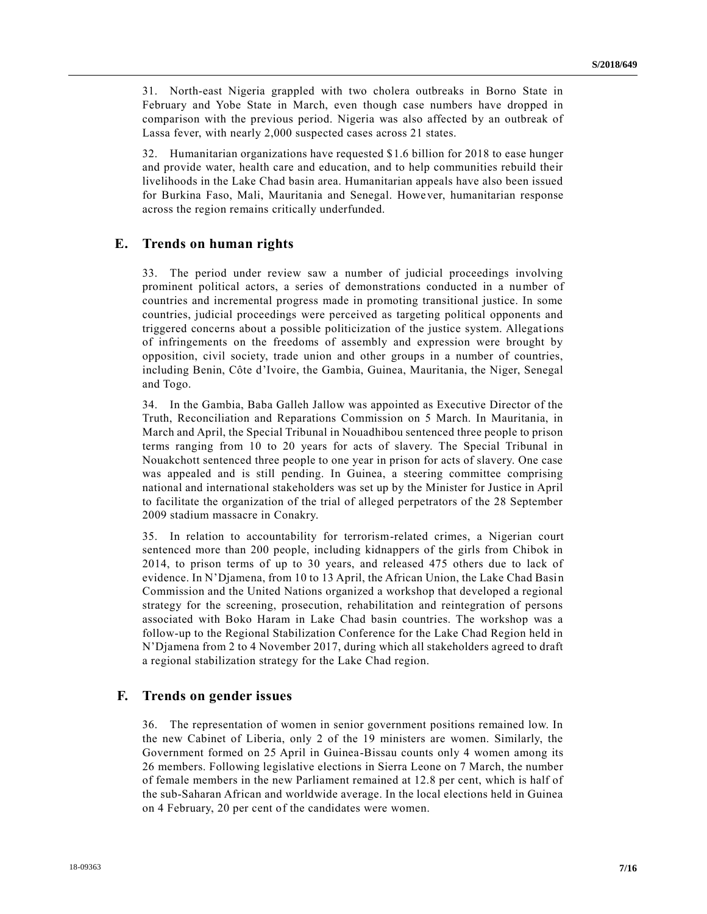31. North-east Nigeria grappled with two cholera outbreaks in Borno State in February and Yobe State in March, even though case numbers have dropped in comparison with the previous period. Nigeria was also affected by an outbreak of Lassa fever, with nearly 2,000 suspected cases across 21 states.

32. Humanitarian organizations have requested $1.6 billion for 2018 to ease hunger and provide water, health care and education, and to help communities rebuild their livelihoods in the Lake Chad basin area. Humanitarian appeals have also been issued for Burkina Faso, Mali, Mauritania and Senegal. However, humanitarian response across the region remains critically underfunded.

## E. Trends on human rights

33. The period under review saw a number of judicial proceedings involving prominent political actors, a series of demonstrations conducted in a number of countries and incremental progress made in promoting transitional justice. In some countries, judicial proceedings were perceived as targeting political opponents and triggered concerns about a possible politicization of the justice system. Allegations of infringements on the freedoms of assembly and expression were brought by opposition, civil society, trade union and other groups in a number of countries, including Benin, Côte d'Ivoire, the Gambia, Guinea, Mauritania, the Niger, Senegal and Togo.

34. In the Gambia, Baba Galleh Jallow was appointed as Executive Director of the Truth, Reconciliation and Reparations Commission on 5 March. In Mauritania, in March and April, the Special Tribunal in Nouadhibou sentenced three people to prison terms ranging from 10 to 20 years for acts of slavery. The Special Tribunal in Nouakchott sentenced three people to one year in prison for acts of slavery. One case was appealed and is still pending. In Guinea, a steering committee comprising national and international stakeholders was set up by the Minister for Justice in April to facilitate the organization of the trial of alleged perpetrators of the 28 September 2009 stadium massacre in Conakry.

35. In relation to accountability for terrorism-related crimes, a Nigerian court sentenced more than 200 people, including kidnappers of the girls from Chibok in 2014, to prison terms of up to 30 years, and released 475 others due to lack of evidence. In N'Djamena, from 10 to 13 April, the African Union, the Lake Chad Basin Commission and the United Nations organized a workshop that developed a regional strategy for the screening, prosecution, rehabilitation and reintegration of persons associated with Boko Haram in Lake Chad basin countries. The workshop was a follow-up to the Regional Stabilization Conference for the Lake Chad Region held in N'Djamena from 2 to 4 November 2017, during which all stakeholders agreed to draft a regional stabilization strategy for the Lake Chad region.

## F. Trends on gender issues

36. The representation of women in senior government positions remained low. In the new Cabinet of Liberia, only 2 of the 19 ministers are women. Similarly, the Government formed on 25 April in Guinea-Bissau counts only 4 women among its 26 members. Following legislative elections in Sierra Leone on 7 March, the number of female members in the new Parliament remained at 12.8 per cent, which is half of the sub-Saharan African and worldwide average. In the local elections held in Guinea on 4 February, 20 per cent of the candidates were women.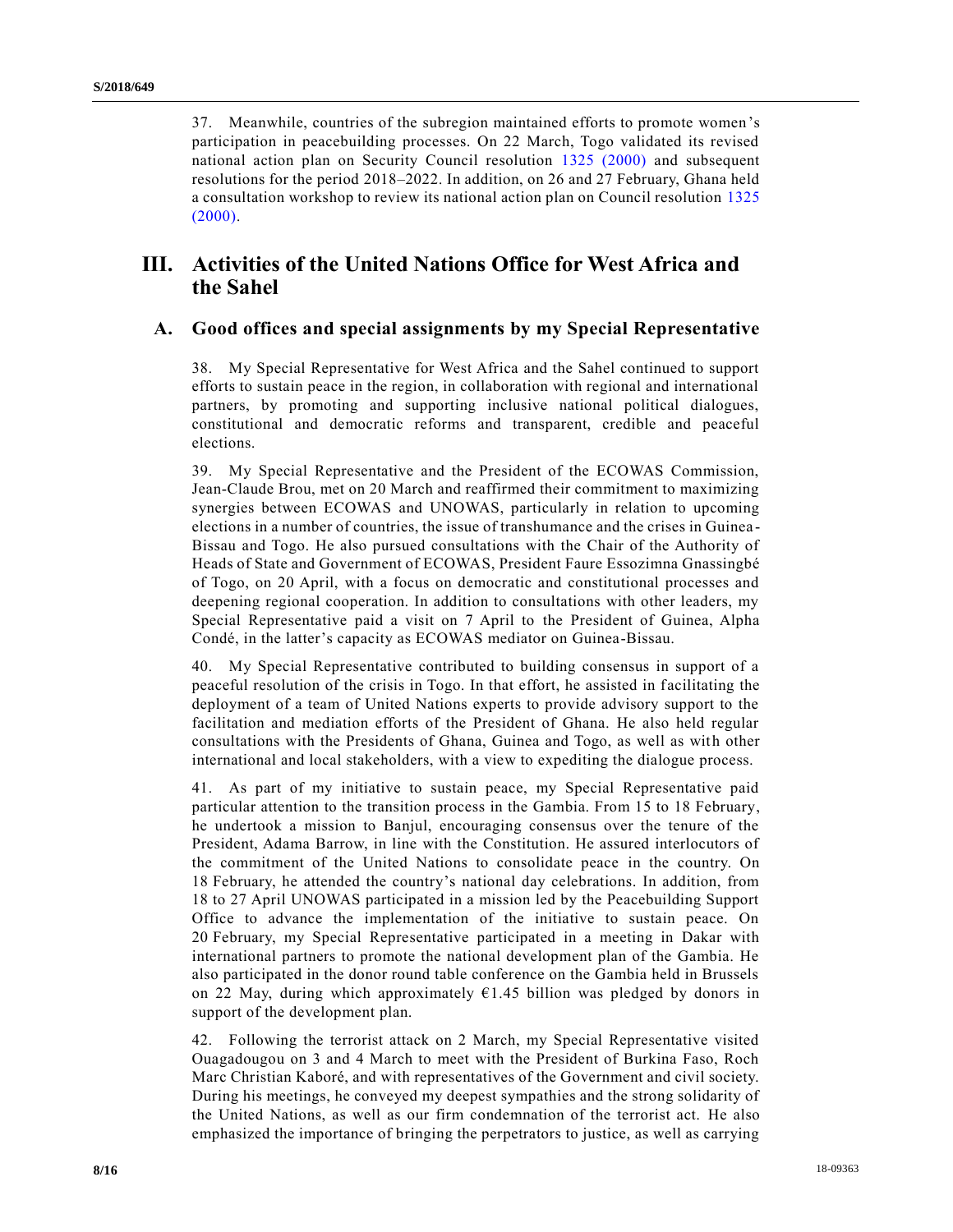37. Meanwhile, countries of the subregion maintained efforts to promote women's participation in peacebuilding processes. On 22 March, Togo validated its revised national action plan on Security Council resolution 1325 (2000) and subsequent resolutions for the period 2018–2022. In addition, on 26 and 27 February, Ghana held a consultation workshop to review its national action plan on Council resolution 1325 (2000).

# III. Activities of the United Nations Office for West Africa and the Sahel

## A. Good offices and special assignments by my Special Representative

38. My Special Representative for West Africa and the Sahel continued to support efforts to sustain peace in the region, in collaboration with regional and international partners, by promoting and supporting inclusive national political dialogues, constitutional and democratic reforms and transparent, credible and peaceful elections.

39. My Special Representative and the President of the ECOWAS Commission, Jean-Claude Brou, met on 20 March and reaffirmed their commitment to maximizing synergies between ECOWAS and UNOWAS, particularly in relation to upcoming elections in a number of countries, the issue of transhumance and the crises in Guinea-Bissau and Togo. He also pursued consultations with the Chair of the Authority of Heads of State and Government of ECOWAS, President Faure Essozimna Gnassingbé of Togo, on 20 April, with a focus on democratic and constitutional processes and deepening regional cooperation. In addition to consultations with other leaders, my Special Representative paid a visit on 7 April to the President of Guinea, Alpha Condé, in the latter's capacity as ECOWAS mediator on Guinea-Bissau.

40. My Special Representative contributed to building consensus in support of a peaceful resolution of the crisis in Togo. In that effort, he assisted in facilitating the deployment of a team of United Nations experts to provide advisory support to the facilitation and mediation efforts of the President of Ghana. He also held regular consultations with the Presidents of Ghana, Guinea and Togo, as well as with other international and local stakeholders, with a view to expediting the dialogue process.

41. As part of my initiative to sustain peace, my Special Representative paid particular attention to the transition process in the Gambia. From 15 to 18 February, he undertook a mission to Banjul, encouraging consensus over the tenure of the President, Adama Barrow, in line with the Constitution. He assured interlocutors of the commitment of the United Nations to consolidate peace in the country. On 18 February, he attended the country's national day celebrations. In addition, from 18 to 27 April UNOWAS participated in a mission led by the Peacebuilding Support Office to advance the implementation of the initiative to sustain peace. On 20 February, my Special Representative participated in a meeting in Dakar with international partners to promote the national development plan of the Gambia. He also participated in the donor round table conference on the Gambia held in Brussels on 22 May, during which approximately €1.45 billion was pledged by donors in support of the development plan.

42. Following the terrorist attack on 2 March, my Special Representative visited Ouagadougou on 3 and 4 March to meet with the President of Burkina Faso, Roch Marc Christian Kaboré, and with representatives of the Government and civil society. During his meetings, he conveyed my deepest sympathies and the strong solidarity of the United Nations, as well as our firm condemnation of the terrorist act. He also emphasized the importance of bringing the perpetrators to justice, as well as carrying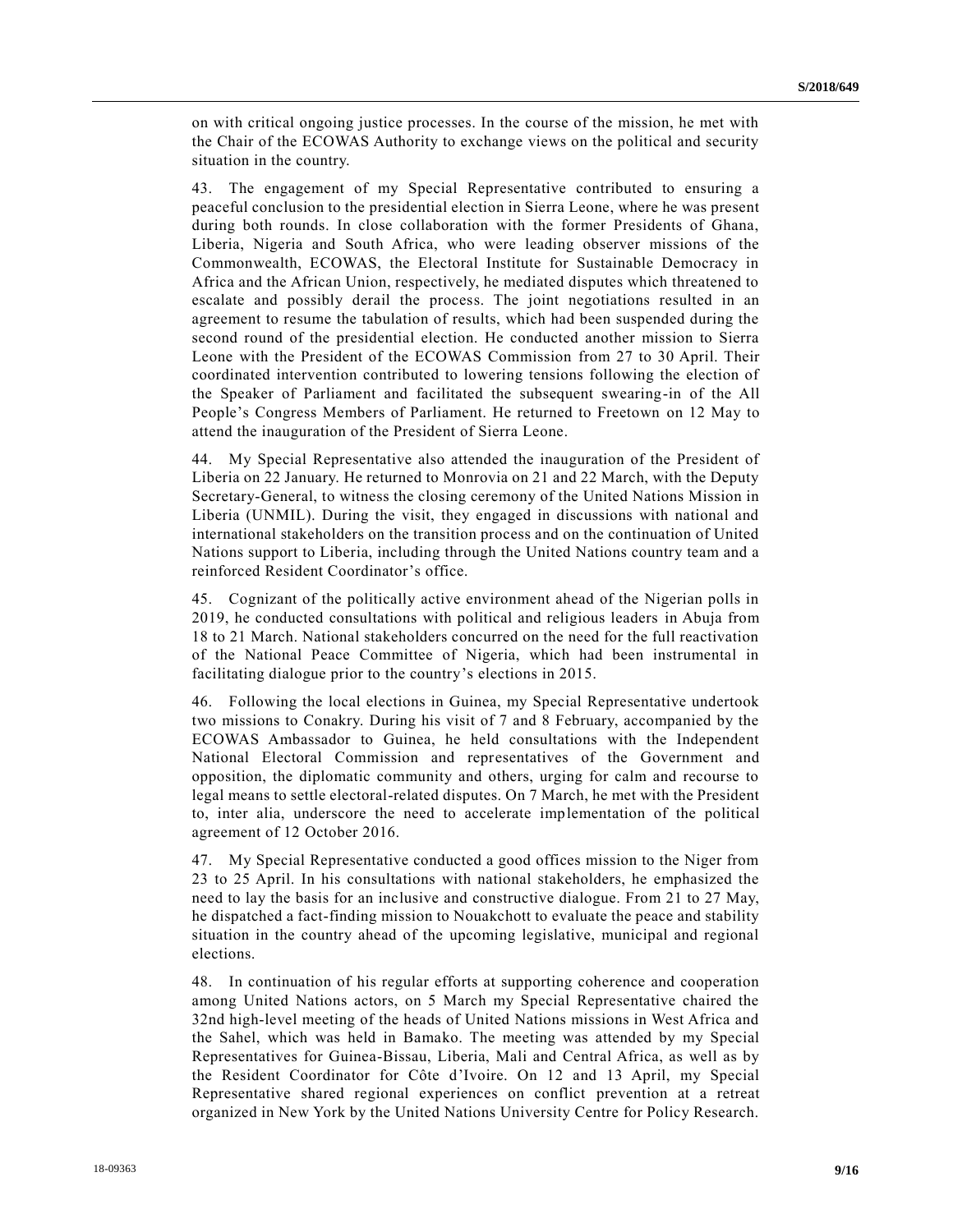on with critical ongoing justice processes. In the course of the mission, he met with the Chair of the ECOWAS Authority to exchange views on the political and security situation in the country.

43. The engagement of my Special Representative contributed to ensuring a peaceful conclusion to the presidential election in Sierra Leone, where he was present during both rounds. In close collaboration with the former Presidents of Ghana, Liberia, Nigeria and South Africa, who were leading observer missions of the Commonwealth, ECOWAS, the Electoral Institute for Sustainable Democracy in Africa and the African Union, respectively, he mediated disputes which threatened to escalate and possibly derail the process. The joint negotiations resulted in an agreement to resume the tabulation of results, which had been suspended during the second round of the presidential election. He conducted another mission to Sierra Leone with the President of the ECOWAS Commission from 27 to 30 April. Their coordinated intervention contributed to lowering tensions following the election of the Speaker of Parliament and facilitated the subsequent swearing-in of the All People's Congress Members of Parliament. He returned to Freetown on 12 May to attend the inauguration of the President of Sierra Leone.

44. My Special Representative also attended the inauguration of the President of Liberia on 22 January. He returned to Monrovia on 21 and 22 March, with the Deputy Secretary-General, to witness the closing ceremony of the United Nations Mission in Liberia (UNMIL). During the visit, they engaged in discussions with national and international stakeholders on the transition process and on the continuation of United Nations support to Liberia, including through the United Nations country team and a reinforced Resident Coordinator's office.

45. Cognizant of the politically active environment ahead of the Nigerian polls in 2019, he conducted consultations with political and religious leaders in Abuja from 18 to 21 March. National stakeholders concurred on the need for the full reactivation of the National Peace Committee of Nigeria, which had been instrumental in facilitating dialogue prior to the country's elections in 2015.

46. Following the local elections in Guinea, my Special Representative undertook two missions to Conakry. During his visit of 7 and 8 February, accompanied by the ECOWAS Ambassador to Guinea, he held consultations with the Independent National Electoral Commission and representatives of the Government and opposition, the diplomatic community and others, urging for calm and recourse to legal means to settle electoral-related disputes. On 7 March, he met with the President to, inter alia, underscore the need to accelerate implementation of the political agreement of 12 October 2016.

47. My Special Representative conducted a good offices mission to the Niger from 23 to 25 April. In his consultations with national stakeholders, he emphasized the need to lay the basis for an inclusive and constructive dialogue. From 21 to 27 May, he dispatched a fact-finding mission to Nouakchott to evaluate the peace and stability situation in the country ahead of the upcoming legislative, municipal and regional elections.

48. In continuation of his regular efforts at supporting coherence and cooperation among United Nations actors, on 5 March my Special Representative chaired the 32nd high-level meeting of the heads of United Nations missions in West Africa and the Sahel, which was held in Bamako. The meeting was attended by my Special Representatives for Guinea-Bissau, Liberia, Mali and Central Africa, as well as by the Resident Coordinator for Côte d'Ivoire. On 12 and 13 April, my Special Representative shared regional experiences on conflict prevention at a retreat organized in New York by the United Nations University Centre for Policy Research.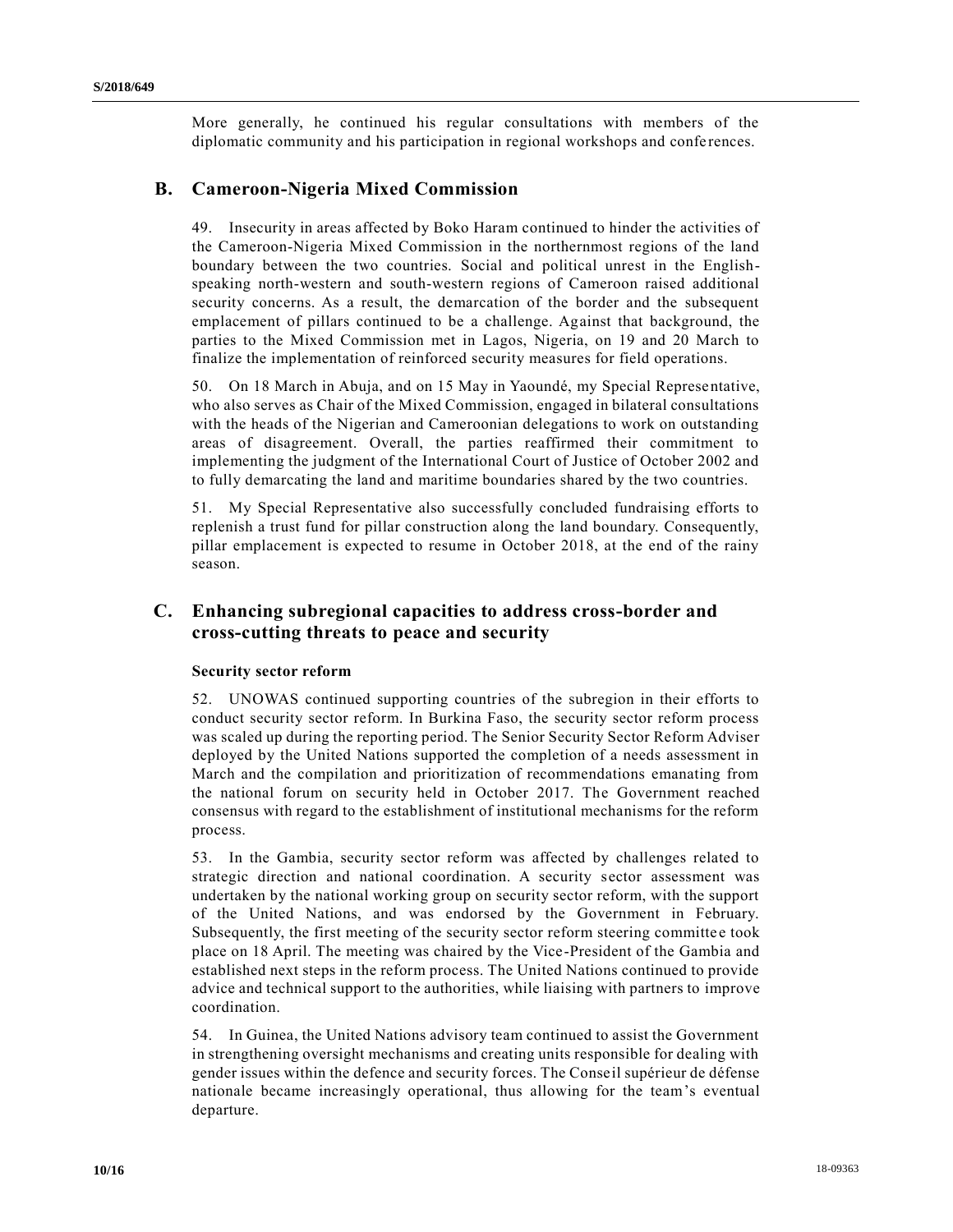More generally, he continued his regular consultations with members of the diplomatic community and his participation in regional workshops and conferences.

## B. Cameroon-Nigeria Mixed Commission

49. Insecurity in areas affected by Boko Haram continued to hinder the activities of the Cameroon-Nigeria Mixed Commission in the northernmost regions of the land boundary between the two countries. Social and political unrest in the English-speaking north-western and south-western regions of Cameroon raised additional security concerns. As a result, the demarcation of the border and the subsequent emplacement of pillars continued to be a challenge. Against that background, the parties to the Mixed Commission met in Lagos, Nigeria, on 19 and 20 March to finalize the implementation of reinforced security measures for field operations.

50. On 18 March in Abuja, and on 15 May in Yaoundé, my Special Representative, who also serves as Chair of the Mixed Commission, engaged in bilateral consultations with the heads of the Nigerian and Cameroonian delegations to work on outstanding areas of disagreement. Overall, the parties reaffirmed their commitment to implementing the judgment of the International Court of Justice of October 2002 and to fully demarcating the land and maritime boundaries shared by the two countries.

51. My Special Representative also successfully concluded fundraising efforts to replenish a trust fund for pillar construction along the land boundary. Consequently, pillar emplacement is expected to resume in October 2018, at the end of the rainy season.

## C. Enhancing subregional capacities to address cross-border and cross-cutting threats to peace and security

### Security sector reform

52. UNOWAS continued supporting countries of the subregion in their efforts to conduct security sector reform. In Burkina Faso, the security sector reform process was scaled up during the reporting period. The Senior Security Sector Reform Adviser deployed by the United Nations supported the completion of a needs assessment in March and the compilation and prioritization of recommendations emanating from the national forum on security held in October 2017. The Government reached consensus with regard to the establishment of institutional mechanisms for the reform process.

53. In the Gambia, security sector reform was affected by challenges related to strategic direction and national coordination. A security sector assessment was undertaken by the national working group on security sector reform, with the support of the United Nations, and was endorsed by the Government in February. Subsequently, the first meeting of the security sector reform steering committee took place on 18 April. The meeting was chaired by the Vice-President of the Gambia and established next steps in the reform process. The United Nations continued to provide advice and technical support to the authorities, while liaising with partners to improve coordination.

54. In Guinea, the United Nations advisory team continued to assist the Government in strengthening oversight mechanisms and creating units responsible for dealing with gender issues within the defence and security forces. The Conseil supérieur de défense nationale became increasingly operational, thus allowing for the team's eventual departure.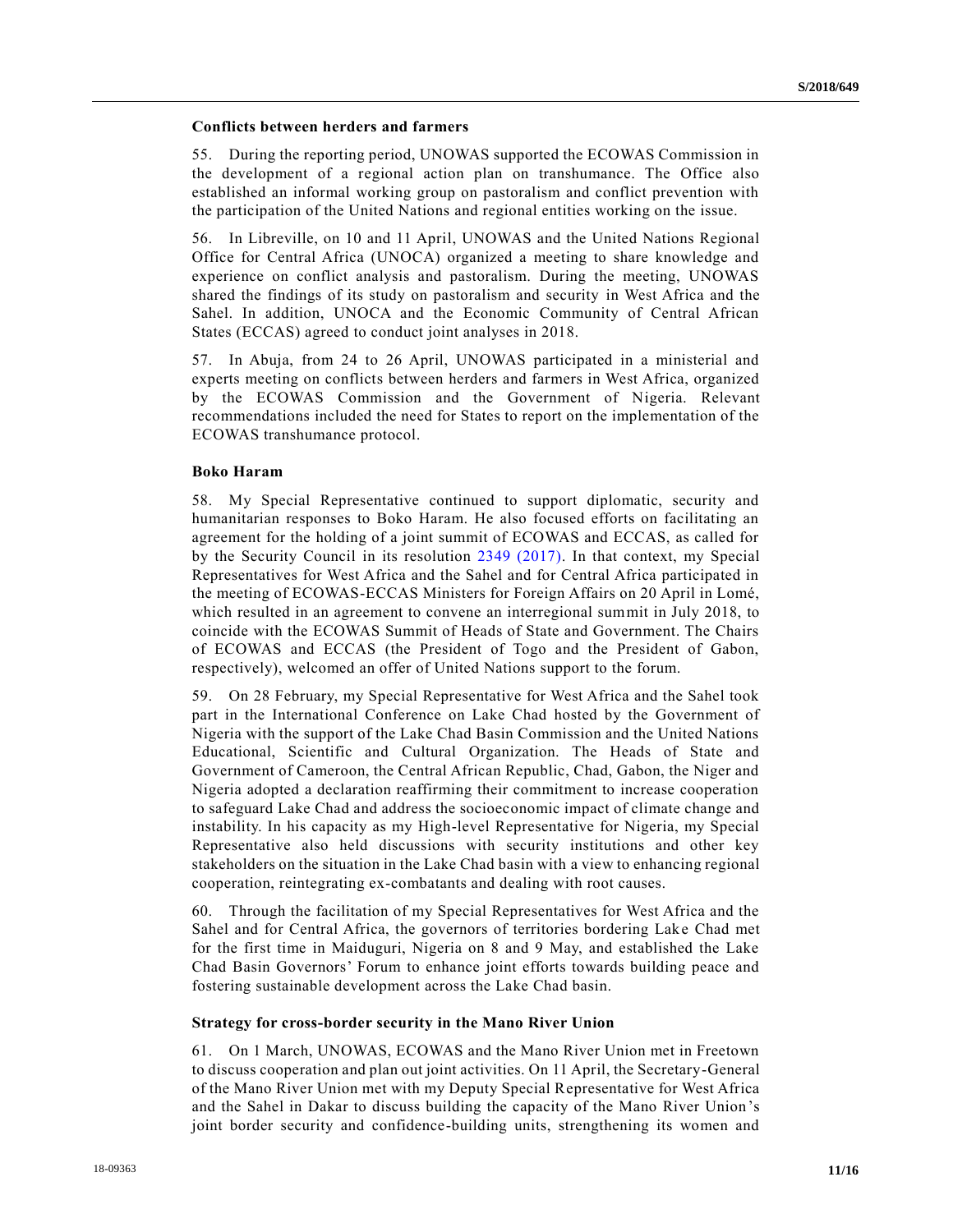### Conflicts between herders and farmers

55. During the reporting period, UNOWAS supported the ECOWAS Commission in the development of a regional action plan on transhumance. The Office also established an informal working group on pastoralism and conflict prevention with the participation of the United Nations and regional entities working on the issue.

56. In Libreville, on 10 and 11 April, UNOWAS and the United Nations Regional Office for Central Africa (UNOCA) organized a meeting to share knowledge and experience on conflict analysis and pastoralism. During the meeting, UNOWAS shared the findings of its study on pastoralism and security in West Africa and the Sahel. In addition, UNOCA and the Economic Community of Central African States (ECCAS) agreed to conduct joint analyses in 2018.

57. In Abuja, from 24 to 26 April, UNOWAS participated in a ministerial and experts meeting on conflicts between herders and farmers in West Africa, organized by the ECOWAS Commission and the Government of Nigeria. Relevant recommendations included the need for States to report on the implementation of the ECOWAS transhumance protocol.

### Boko Haram

58. My Special Representative continued to support diplomatic, security and humanitarian responses to Boko Haram. He also focused efforts on facilitating an agreement for the holding of a joint summit of ECOWAS and ECCAS, as called for by the Security Council in its resolution 2349 (2017). In that context, my Special Representatives for West Africa and the Sahel and for Central Africa participated in the meeting of ECOWAS-ECCAS Ministers for Foreign Affairs on 20 April in Lomé, which resulted in an agreement to convene an interregional summit in July 2018, to coincide with the ECOWAS Summit of Heads of State and Government. The Chairs of ECOWAS and ECCAS (the President of Togo and the President of Gabon, respectively), welcomed an offer of United Nations support to the forum.

59. On 28 February, my Special Representative for West Africa and the Sahel took part in the International Conference on Lake Chad hosted by the Government of Nigeria with the support of the Lake Chad Basin Commission and the United Nations Educational, Scientific and Cultural Organization. The Heads of State and Government of Cameroon, the Central African Republic, Chad, Gabon, the Niger and Nigeria adopted a declaration reaffirming their commitment to increase cooperation to safeguard Lake Chad and address the socioeconomic impact of climate change and instability. In his capacity as my High-level Representative for Nigeria, my Special Representative also held discussions with security institutions and other key stakeholders on the situation in the Lake Chad basin with a view to enhancing regional cooperation, reintegrating ex-combatants and dealing with root causes.

60. Through the facilitation of my Special Representatives for West Africa and the Sahel and for Central Africa, the governors of territories bordering Lake Chad met for the first time in Maiduguri, Nigeria on 8 and 9 May, and established the Lake Chad Basin Governors' Forum to enhance joint efforts towards building peace and fostering sustainable development across the Lake Chad basin.

### Strategy for cross-border security in the Mano River Union

61. On 1 March, UNOWAS, ECOWAS and the Mano River Union met in Freetown to discuss cooperation and plan out joint activities. On 11 April, the Secretary-General of the Mano River Union met with my Deputy Special Representative for West Africa and the Sahel in Dakar to discuss building the capacity of the Mano River Union's joint border security and confidence-building units, strengthening its women and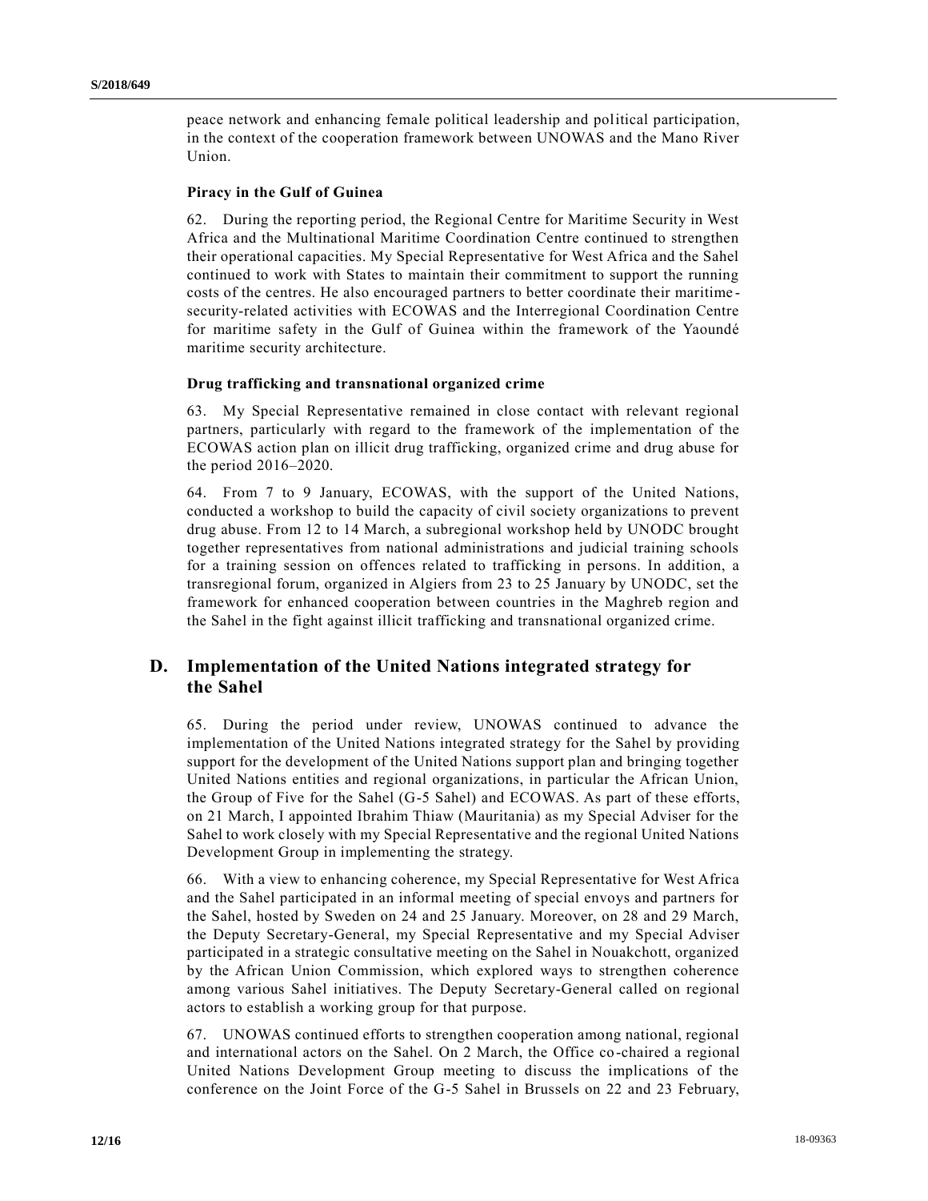peace network and enhancing female political leadership and political participation, in the context of the cooperation framework between UNOWAS and the Mano River Union.

**Piracy in the Gulf of Guinea**

62. During the reporting period, the Regional Centre for Maritime Security in West Africa and the Multinational Maritime Coordination Centre continued to strengthen their operational capacities. My Special Representative for West Africa and the Sahel continued to work with States to maintain their commitment to support the running costs of the centres. He also encouraged partners to better coordinate their maritime-security-related activities with ECOWAS and the Interregional Coordination Centre for maritime safety in the Gulf of Guinea within the framework of the Yaoundé maritime security architecture.

**Drug trafficking and transnational organized crime**

63. My Special Representative remained in close contact with relevant regional partners, particularly with regard to the framework of the implementation of the ECOWAS action plan on illicit drug trafficking, organized crime and drug abuse for the period 2016–2020.

64. From 7 to 9 January, ECOWAS, with the support of the United Nations, conducted a workshop to build the capacity of civil society organizations to prevent drug abuse. From 12 to 14 March, a subregional workshop held by UNODC brought together representatives from national administrations and judicial training schools for a training session on offences related to trafficking in persons. In addition, a transregional forum, organized in Algiers from 23 to 25 January by UNODC, set the framework for enhanced cooperation between countries in the Maghreb region and the Sahel in the fight against illicit trafficking and transnational organized crime.

## D. Implementation of the United Nations integrated strategy for the Sahel

65. During the period under review, UNOWAS continued to advance the implementation of the United Nations integrated strategy for the Sahel by providing support for the development of the United Nations support plan and bringing together United Nations entities and regional organizations, in particular the African Union, the Group of Five for the Sahel (G-5 Sahel) and ECOWAS. As part of these efforts, on 21 March, I appointed Ibrahim Thiaw (Mauritania) as my Special Adviser for the Sahel to work closely with my Special Representative and the regional United Nations Development Group in implementing the strategy.

66. With a view to enhancing coherence, my Special Representative for West Africa and the Sahel participated in an informal meeting of special envoys and partners for the Sahel, hosted by Sweden on 24 and 25 January. Moreover, on 28 and 29 March, the Deputy Secretary-General, my Special Representative and my Special Adviser participated in a strategic consultative meeting on the Sahel in Nouakchott, organized by the African Union Commission, which explored ways to strengthen coherence among various Sahel initiatives. The Deputy Secretary-General called on regional actors to establish a working group for that purpose.

67. UNOWAS continued efforts to strengthen cooperation among national, regional and international actors on the Sahel. On 2 March, the Office co-chaired a regional United Nations Development Group meeting to discuss the implications of the conference on the Joint Force of the G-5 Sahel in Brussels on 22 and 23 February,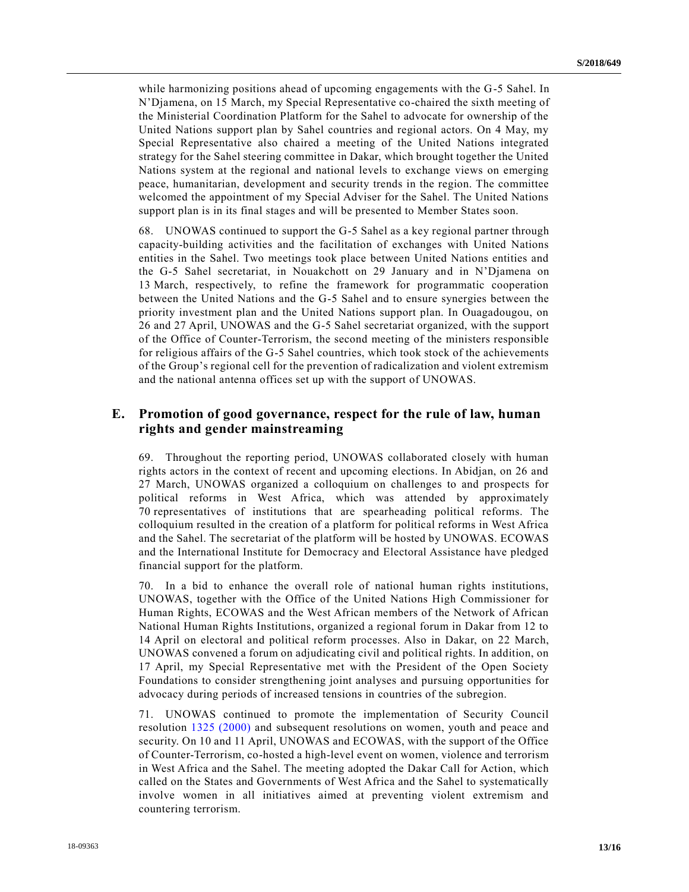while harmonizing positions ahead of upcoming engagements with the G-5 Sahel. In N'Djamena, on 15 March, my Special Representative co-chaired the sixth meeting of the Ministerial Coordination Platform for the Sahel to advocate for ownership of the United Nations support plan by Sahel countries and regional actors. On 4 May, my Special Representative also chaired a meeting of the United Nations integrated strategy for the Sahel steering committee in Dakar, which brought together the United Nations system at the regional and national levels to exchange views on emerging peace, humanitarian, development and security trends in the region. The committee welcomed the appointment of my Special Adviser for the Sahel. The United Nations support plan is in its final stages and will be presented to Member States soon.

68. UNOWAS continued to support the G-5 Sahel as a key regional partner through capacity-building activities and the facilitation of exchanges with United Nations entities in the Sahel. Two meetings took place between United Nations entities and the G-5 Sahel secretariat, in Nouakchott on 29 January and in N'Djamena on 13 March, respectively, to refine the framework for programmatic cooperation between the United Nations and the G-5 Sahel and to ensure synergies between the priority investment plan and the United Nations support plan. In Ouagadougou, on 26 and 27 April, UNOWAS and the G-5 Sahel secretariat organized, with the support of the Office of Counter-Terrorism, the second meeting of the ministers responsible for religious affairs of the G-5 Sahel countries, which took stock of the achievements of the Group's regional cell for the prevention of radicalization and violent extremism and the national antenna offices set up with the support of UNOWAS.

## E. Promotion of good governance, respect for the rule of law, human rights and gender mainstreaming

69. Throughout the reporting period, UNOWAS collaborated closely with human rights actors in the context of recent and upcoming elections. In Abidjan, on 26 and 27 March, UNOWAS organized a colloquium on challenges to and prospects for political reforms in West Africa, which was attended by approximately 70 representatives of institutions that are spearheading political reforms. The colloquium resulted in the creation of a platform for political reforms in West Africa and the Sahel. The secretariat of the platform will be hosted by UNOWAS. ECOWAS and the International Institute for Democracy and Electoral Assistance have pledged financial support for the platform.

70. In a bid to enhance the overall role of national human rights institutions, UNOWAS, together with the Office of the United Nations High Commissioner for Human Rights, ECOWAS and the West African members of the Network of African National Human Rights Institutions, organized a regional forum in Dakar from 12 to 14 April on electoral and political reform processes. Also in Dakar, on 22 March, UNOWAS convened a forum on adjudicating civil and political rights. In addition, on 17 April, my Special Representative met with the President of the Open Society Foundations to consider strengthening joint analyses and pursuing opportunities for advocacy during periods of increased tensions in countries of the subregion.

71. UNOWAS continued to promote the implementation of Security Council resolution 1325 (2000) and subsequent resolutions on women, youth and peace and security. On 10 and 11 April, UNOWAS and ECOWAS, with the support of the Office of Counter-Terrorism, co-hosted a high-level event on women, violence and terrorism in West Africa and the Sahel. The meeting adopted the Dakar Call for Action, which called on the States and Governments of West Africa and the Sahel to systematically involve women in all initiatives aimed at preventing violent extremism and countering terrorism.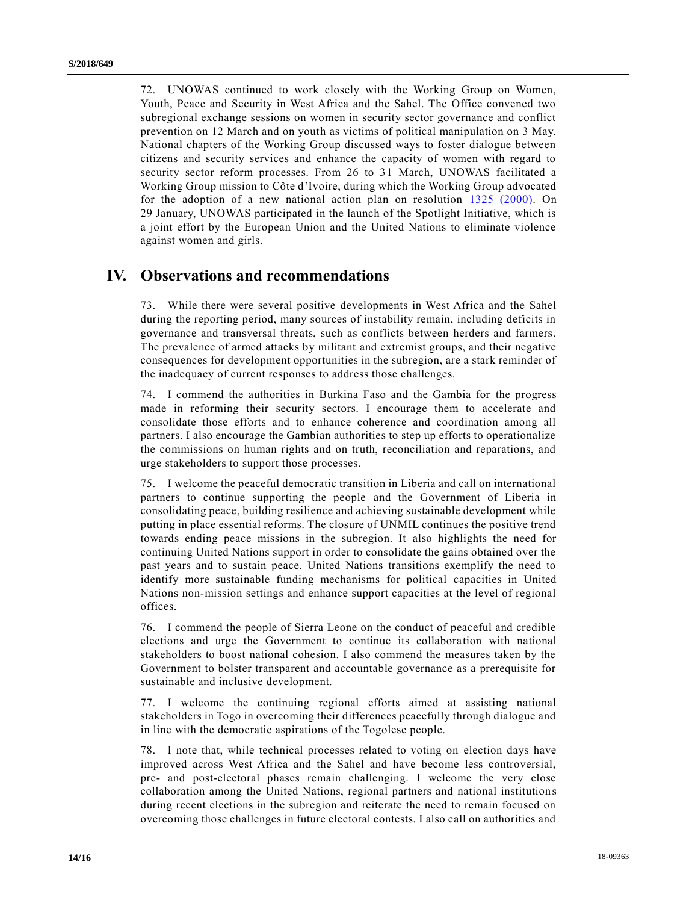72. UNOWAS continued to work closely with the Working Group on Women, Youth, Peace and Security in West Africa and the Sahel. The Office convened two subregional exchange sessions on women in security sector governance and conflict prevention on 12 March and on youth as victims of political manipulation on 3 May. National chapters of the Working Group discussed ways to foster dialogue between citizens and security services and enhance the capacity of women with regard to security sector reform processes. From 26 to 31 March, UNOWAS facilitated a Working Group mission to Côte d'Ivoire, during which the Working Group advocated for the adoption of a new national action plan on resolution 1325 (2000). On 29 January, UNOWAS participated in the launch of the Spotlight Initiative, which is a joint effort by the European Union and the United Nations to eliminate violence against women and girls.

## IV. Observations and recommendations

73. While there were several positive developments in West Africa and the Sahel during the reporting period, many sources of instability remain, including deficits in governance and transversal threats, such as conflicts between herders and farmers. The prevalence of armed attacks by militant and extremist groups, and their negative consequences for development opportunities in the subregion, are a stark reminder of the inadequacy of current responses to address those challenges.

74. I commend the authorities in Burkina Faso and the Gambia for the progress made in reforming their security sectors. I encourage them to accelerate and consolidate those efforts and to enhance coherence and coordination among all partners. I also encourage the Gambian authorities to step up efforts to operationalize the commissions on human rights and on truth, reconciliation and reparations, and urge stakeholders to support those processes.

75. I welcome the peaceful democratic transition in Liberia and call on international partners to continue supporting the people and the Government of Liberia in consolidating peace, building resilience and achieving sustainable development while putting in place essential reforms. The closure of UNMIL continues the positive trend towards ending peace missions in the subregion. It also highlights the need for continuing United Nations support in order to consolidate the gains obtained over the past years and to sustain peace. United Nations transitions exemplify the need to identify more sustainable funding mechanisms for political capacities in United Nations non-mission settings and enhance support capacities at the level of regional offices.

76. I commend the people of Sierra Leone on the conduct of peaceful and credible elections and urge the Government to continue its collaboration with national stakeholders to boost national cohesion. I also commend the measures taken by the Government to bolster transparent and accountable governance as a prerequisite for sustainable and inclusive development.

77. I welcome the continuing regional efforts aimed at assisting national stakeholders in Togo in overcoming their differences peacefully through dialogue and in line with the democratic aspirations of the Togolese people.

78. I note that, while technical processes related to voting on election days have improved across West Africa and the Sahel and have become less controversial, pre- and post-electoral phases remain challenging. I welcome the very close collaboration among the United Nations, regional partners and national institutions during recent elections in the subregion and reiterate the need to remain focused on overcoming those challenges in future electoral contests. I also call on authorities and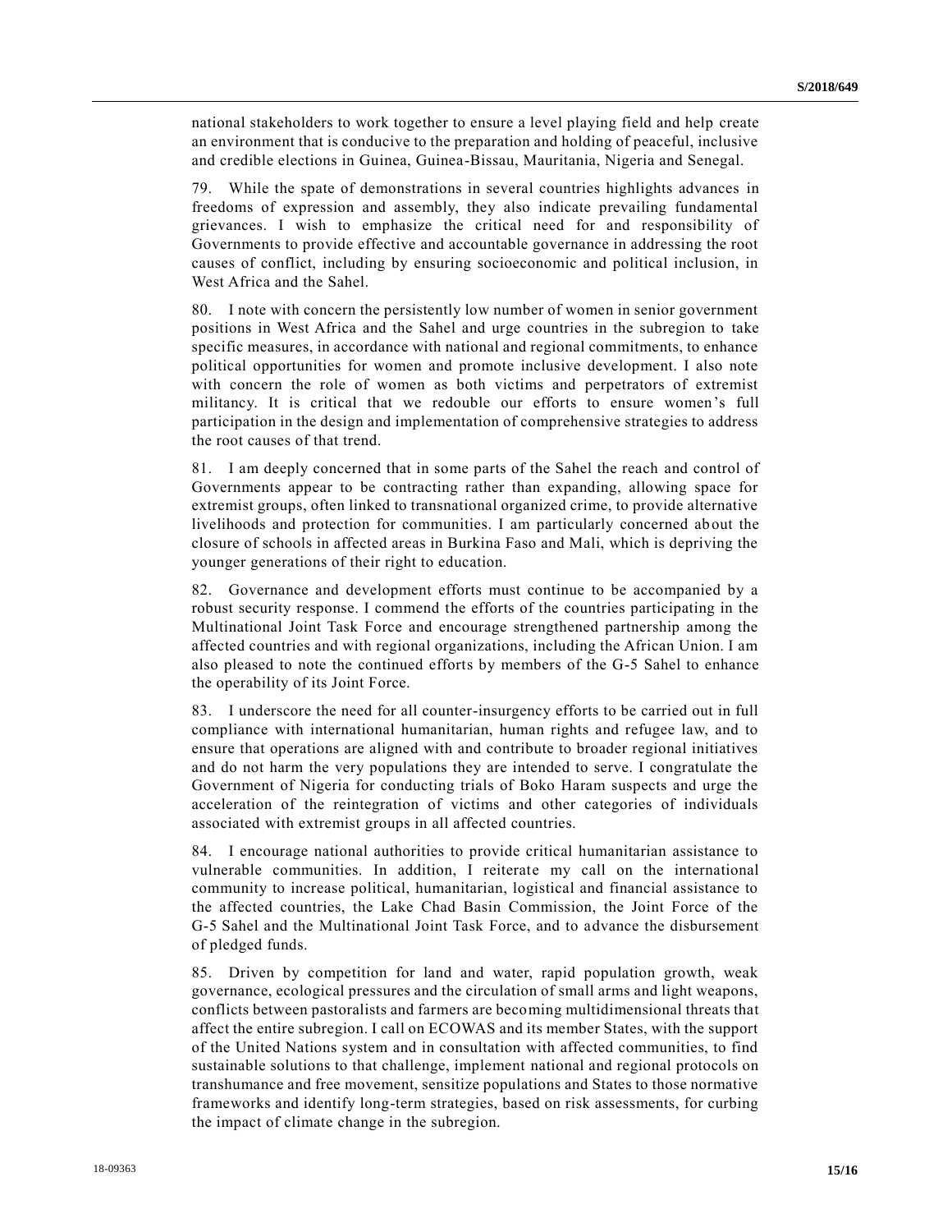national stakeholders to work together to ensure a level playing field and help create an environment that is conducive to the preparation and holding of peaceful, inclusive and credible elections in Guinea, Guinea-Bissau, Mauritania, Nigeria and Senegal.

79. While the spate of demonstrations in several countries highlights advances in freedoms of expression and assembly, they also indicate prevailing fundamental grievances. I wish to emphasize the critical need for and responsibility of Governments to provide effective and accountable governance in addressing the root causes of conflict, including by ensuring socioeconomic and political inclusion, in West Africa and the Sahel.

80. I note with concern the persistently low number of women in senior government positions in West Africa and the Sahel and urge countries in the subregion to take specific measures, in accordance with national and regional commitments, to enhance political opportunities for women and promote inclusive development. I also note with concern the role of women as both victims and perpetrators of extremist militancy. It is critical that we redouble our efforts to ensure women's full participation in the design and implementation of comprehensive strategies to address the root causes of that trend.

81. I am deeply concerned that in some parts of the Sahel the reach and control of Governments appear to be contracting rather than expanding, allowing space for extremist groups, often linked to transnational organized crime, to provide alternative livelihoods and protection for communities. I am particularly concerned about the closure of schools in affected areas in Burkina Faso and Mali, which is depriving the younger generations of their right to education.

82. Governance and development efforts must continue to be accompanied by a robust security response. I commend the efforts of the countries participating in the Multinational Joint Task Force and encourage strengthened partnership among the affected countries and with regional organizations, including the African Union. I am also pleased to note the continued efforts by members of the G-5 Sahel to enhance the operability of its Joint Force.

83. I underscore the need for all counter-insurgency efforts to be carried out in full compliance with international humanitarian, human rights and refugee law, and to ensure that operations are aligned with and contribute to broader regional initiatives and do not harm the very populations they are intended to serve. I congratulate the Government of Nigeria for conducting trials of Boko Haram suspects and urge the acceleration of the reintegration of victims and other categories of individuals associated with extremist groups in all affected countries.

84. I encourage national authorities to provide critical humanitarian assistance to vulnerable communities. In addition, I reiterate my call on the international community to increase political, humanitarian, logistical and financial assistance to the affected countries, the Lake Chad Basin Commission, the Joint Force of the G-5 Sahel and the Multinational Joint Task Force, and to advance the disbursement of pledged funds.

85. Driven by competition for land and water, rapid population growth, weak governance, ecological pressures and the circulation of small arms and light weapons, conflicts between pastoralists and farmers are becoming multidimensional threats that affect the entire subregion. I call on ECOWAS and its member States, with the support of the United Nations system and in consultation with affected communities, to find sustainable solutions to that challenge, implement national and regional protocols on transhumance and free movement, sensitize populations and States to those normative frameworks and identify long-term strategies, based on risk assessments, for curbing the impact of climate change in the subregion.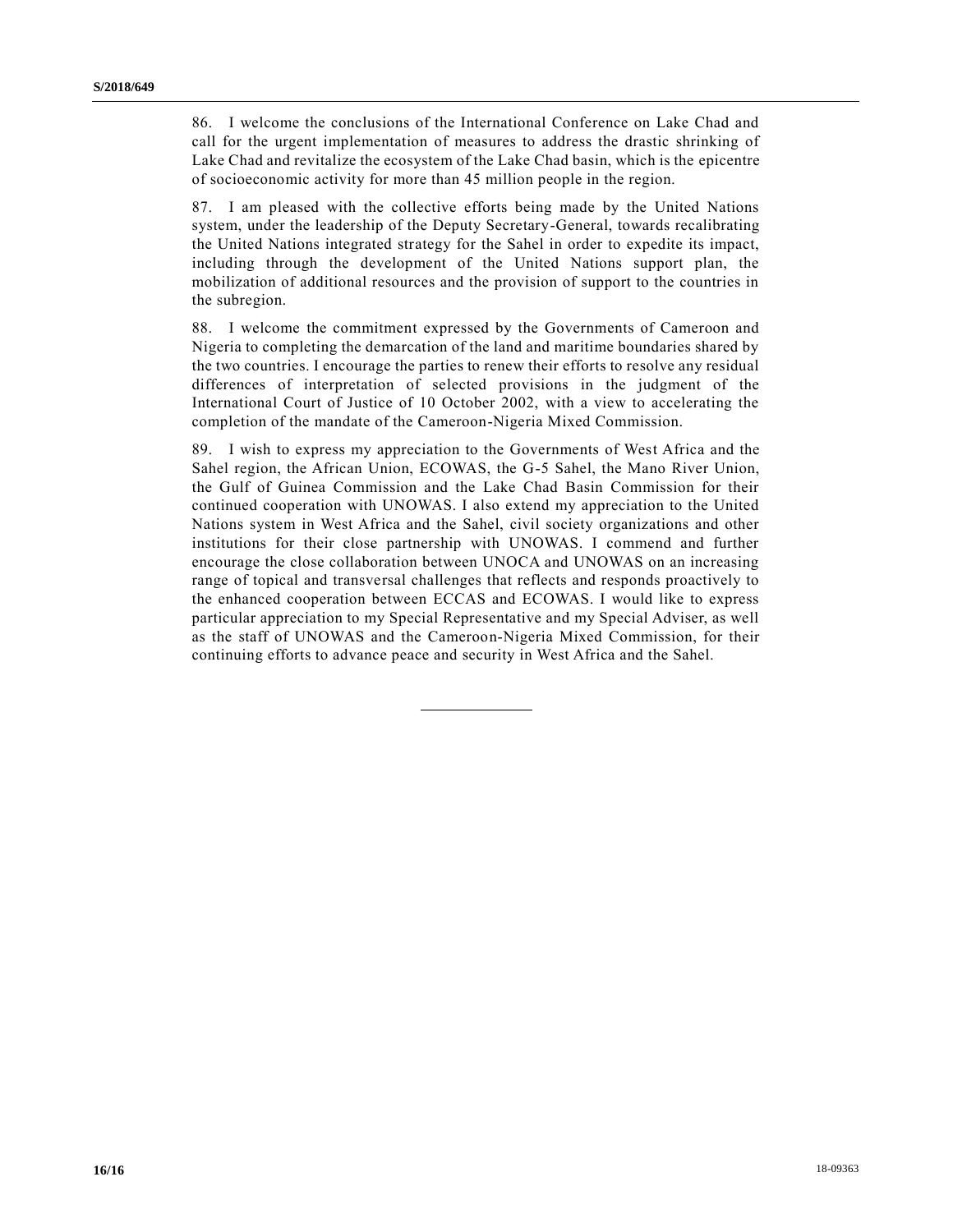86. I welcome the conclusions of the International Conference on Lake Chad and call for the urgent implementation of measures to address the drastic shrinking of Lake Chad and revitalize the ecosystem of the Lake Chad basin, which is the epicentre of socioeconomic activity for more than 45 million people in the region.

87. I am pleased with the collective efforts being made by the United Nations system, under the leadership of the Deputy Secretary-General, towards recalibrating the United Nations integrated strategy for the Sahel in order to expedite its impact, including through the development of the United Nations support plan, the mobilization of additional resources and the provision of support to the countries in the subregion.

88. I welcome the commitment expressed by the Governments of Cameroon and Nigeria to completing the demarcation of the land and maritime boundaries shared by the two countries. I encourage the parties to renew their efforts to resolve any residual differences of interpretation of selected provisions in the judgment of the International Court of Justice of 10 October 2002, with a view to accelerating the completion of the mandate of the Cameroon-Nigeria Mixed Commission.

89. I wish to express my appreciation to the Governments of West Africa and the Sahel region, the African Union, ECOWAS, the G-5 Sahel, the Mano River Union, the Gulf of Guinea Commission and the Lake Chad Basin Commission for their continued cooperation with UNOWAS. I also extend my appreciation to the United Nations system in West Africa and the Sahel, civil society organizations and other institutions for their close partnership with UNOWAS. I commend and further encourage the close collaboration between UNOCA and UNOWAS on an increasing range of topical and transversal challenges that reflects and responds proactively to the enhanced cooperation between ECCAS and ECOWAS. I would like to express particular appreciation to my Special Representative and my Special Adviser, as well as the staff of UNOWAS and the Cameroon-Nigeria Mixed Commission, for their continuing efforts to advance peace and security in West Africa and the Sahel.